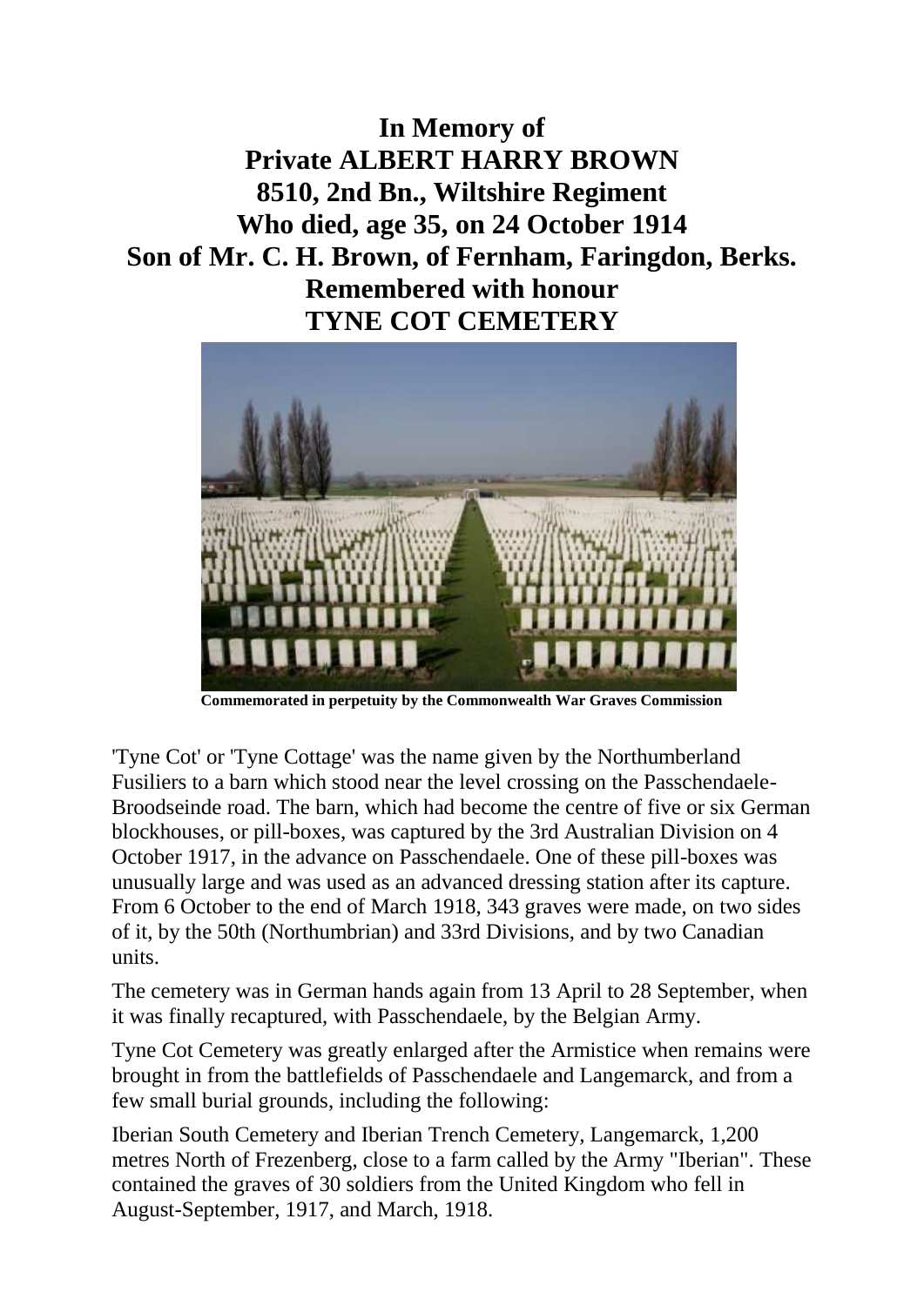# In Memory of
# Private ALBERT HARRY BROWN
# 8510, 2nd Bn., Wiltshire Regiment
# Who died, age 35, on 24 October 1914
# Son of Mr. C. H. Brown, of Fernham, Faringdon, Berks.
# Remembered with honour
# TYNE COT CEMETERY

**Commemorated in perpetuity by the Commonwealth War Graves Commission**

'Tyne Cot' or 'Tyne Cottage' was the name given by the Northumberland Fusiliers to a barn which stood near the level crossing on the Passchendaele-Broodseinde road. The barn, which had become the centre of five or six German blockhouses, or pill-boxes, was captured by the 3rd Australian Division on 4 October 1917, in the advance on Passchendaele. One of these pill-boxes was unusually large and was used as an advanced dressing station after its capture. From 6 October to the end of March 1918, 343 graves were made, on two sides of it, by the 50th (Northumbrian) and 33rd Divisions, and by two Canadian units.

The cemetery was in German hands again from 13 April to 28 September, when it was finally recaptured, with Passchendaele, by the Belgian Army.

Tyne Cot Cemetery was greatly enlarged after the Armistice when remains were brought in from the battlefields of Passchendaele and Langemarck, and from a few small burial grounds, including the following:

Iberian South Cemetery and Iberian Trench Cemetery, Langemarck, 1,200 metres North of Frezenberg, close to a farm called by the Army "Iberian". These contained the graves of 30 soldiers from the United Kingdom who fell in August-September, 1917, and March, 1918.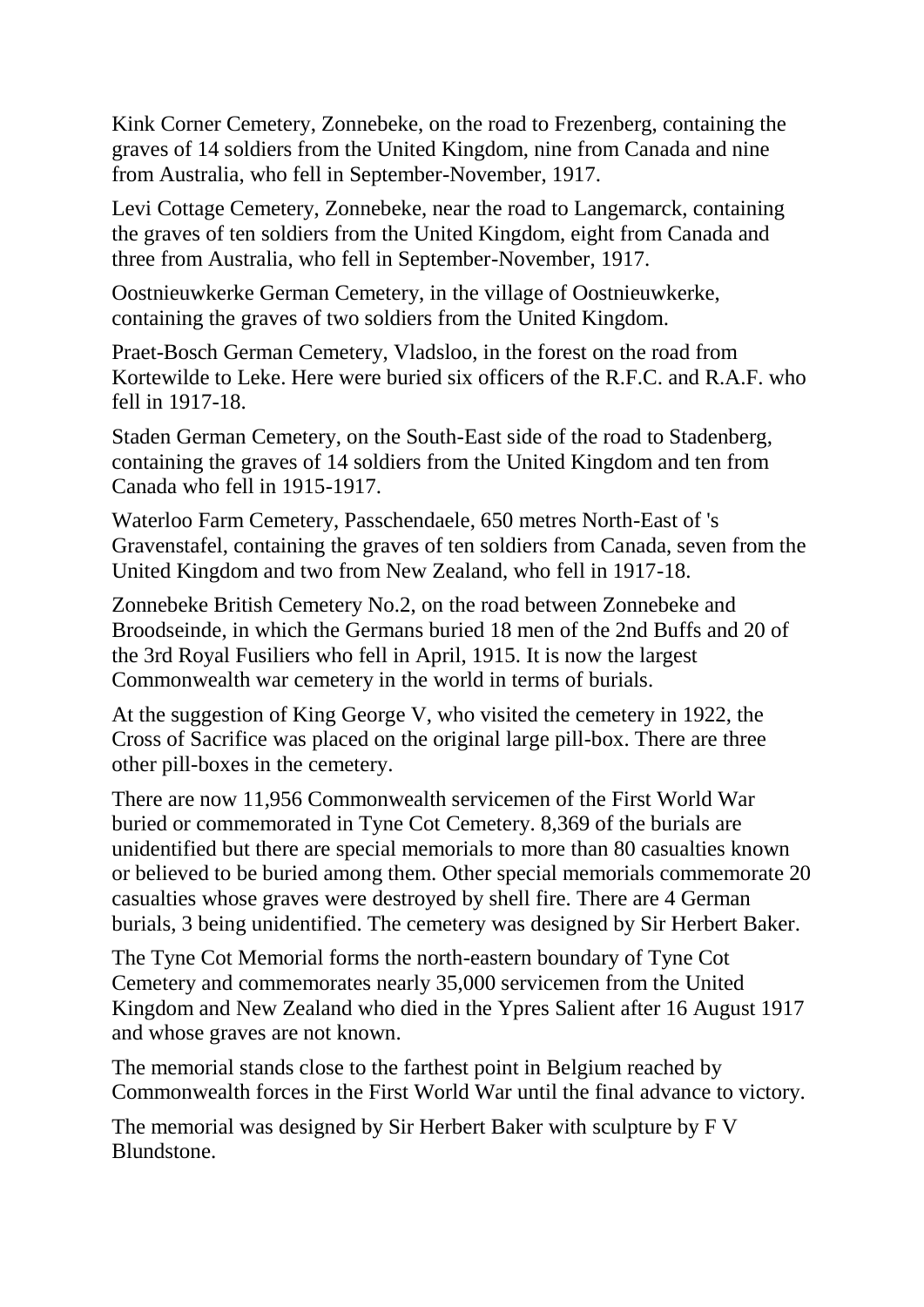Kink Corner Cemetery, Zonnebeke, on the road to Frezenberg, containing the graves of 14 soldiers from the United Kingdom, nine from Canada and nine from Australia, who fell in September-November, 1917.

Levi Cottage Cemetery, Zonnebeke, near the road to Langemarck, containing the graves of ten soldiers from the United Kingdom, eight from Canada and three from Australia, who fell in September-November, 1917.

Oostnieuwkerke German Cemetery, in the village of Oostnieuwkerke, containing the graves of two soldiers from the United Kingdom.

Praet-Bosch German Cemetery, Vladsloo, in the forest on the road from Kortewilde to Leke. Here were buried six officers of the R.F.C. and R.A.F. who fell in 1917-18.

Staden German Cemetery, on the South-East side of the road to Stadenberg, containing the graves of 14 soldiers from the United Kingdom and ten from Canada who fell in 1915-1917.

Waterloo Farm Cemetery, Passchendaele, 650 metres North-East of 's Gravenstafel, containing the graves of ten soldiers from Canada, seven from the United Kingdom and two from New Zealand, who fell in 1917-18.

Zonnebeke British Cemetery No.2, on the road between Zonnebeke and Broodseinde, in which the Germans buried 18 men of the 2nd Buffs and 20 of the 3rd Royal Fusiliers who fell in April, 1915. It is now the largest Commonwealth war cemetery in the world in terms of burials.

At the suggestion of King George V, who visited the cemetery in 1922, the Cross of Sacrifice was placed on the original large pill-box. There are three other pill-boxes in the cemetery.

There are now 11,956 Commonwealth servicemen of the First World War buried or commemorated in Tyne Cot Cemetery. 8,369 of the burials are unidentified but there are special memorials to more than 80 casualties known or believed to be buried among them. Other special memorials commemorate 20 casualties whose graves were destroyed by shell fire. There are 4 German burials, 3 being unidentified. The cemetery was designed by Sir Herbert Baker.

The Tyne Cot Memorial forms the north-eastern boundary of Tyne Cot Cemetery and commemorates nearly 35,000 servicemen from the United Kingdom and New Zealand who died in the Ypres Salient after 16 August 1917 and whose graves are not known.

The memorial stands close to the farthest point in Belgium reached by Commonwealth forces in the First World War until the final advance to victory.

The memorial was designed by Sir Herbert Baker with sculpture by F V Blundstone.